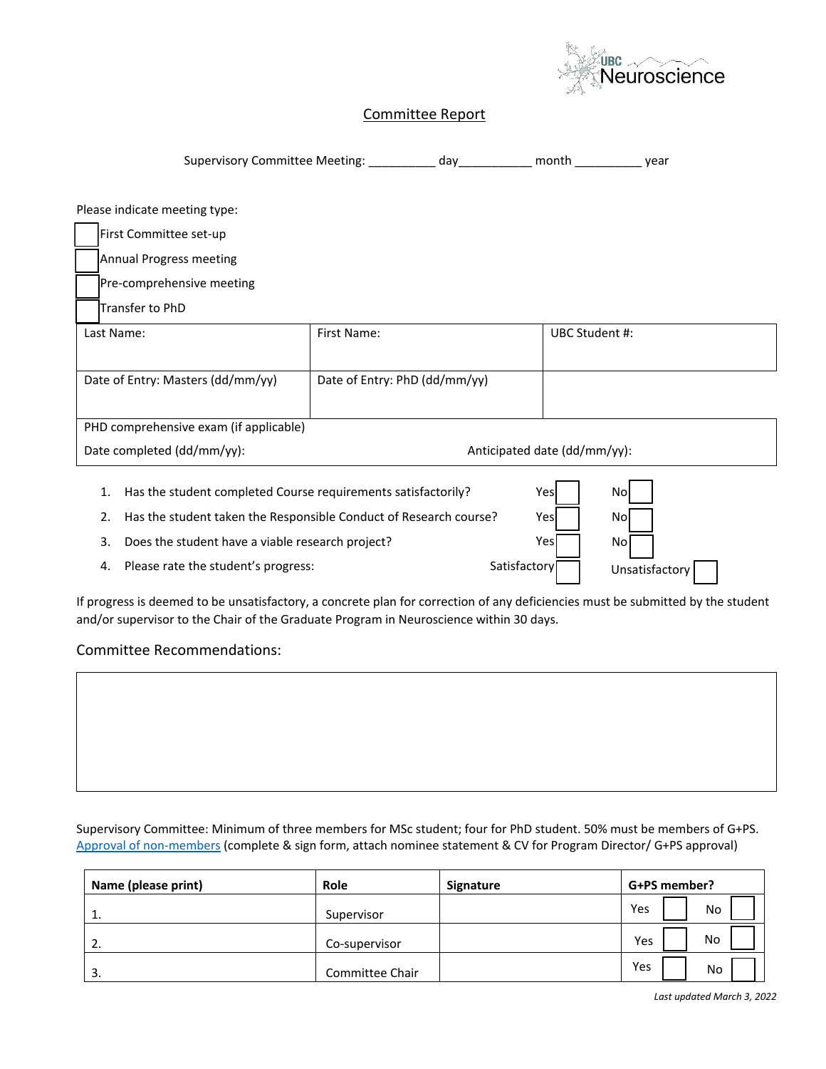UBC Neuroscience

## Committee Report

Supervisory Committee Meeting: __________ day___________ month __________ year

Please indicate meeting type:

- ☐ First Committee set-up
- ☐ Annual Progress meeting
- ☐ Pre-comprehensive meeting
- ☐ Transfer to PhD

| Last Name: | First Name: | UBC Student #: |
|---|---|---|
| Date of Entry: Masters (dd/mm/yy) | Date of Entry: PhD (dd/mm/yy) | |
| PHD comprehensive exam (if applicable)<br>Date completed (dd/mm/yy): | Anticipated date (dd/mm/yy): | |

1. Has the student completed Course requirements satisfactorily? Yes ☐ No ☐
2. Has the student taken the Responsible Conduct of Research course? Yes ☐ No ☐
3. Does the student have a viable research project? Yes ☐ No ☐
4. Please rate the student's progress: Satisfactory ☐ Unsatisfactory ☐

If progress is deemed to be unsatisfactory, a concrete plan for correction of any deficiencies must be submitted by the student and/or supervisor to the Chair of the Graduate Program in Neuroscience within 30 days.

### Committee Recommendations:

|  |
|---|
|  |

Supervisory Committee: Minimum of three members for MSc student; four for PhD student. 50% must be members of G+PS. Approval of non-members (complete & sign form, attach nominee statement & CV for Program Director/ G+PS approval)

| Name (please print) | Role | Signature | G+PS member? |
|---|---|---|---|
| 1. | Supervisor | | Yes ☐ No ☐ |
| 2. | Co-supervisor | | Yes ☐ No ☐ |
| 3. | Committee Chair | | Yes ☐ No ☐ |

*Last updated March 3, 2022*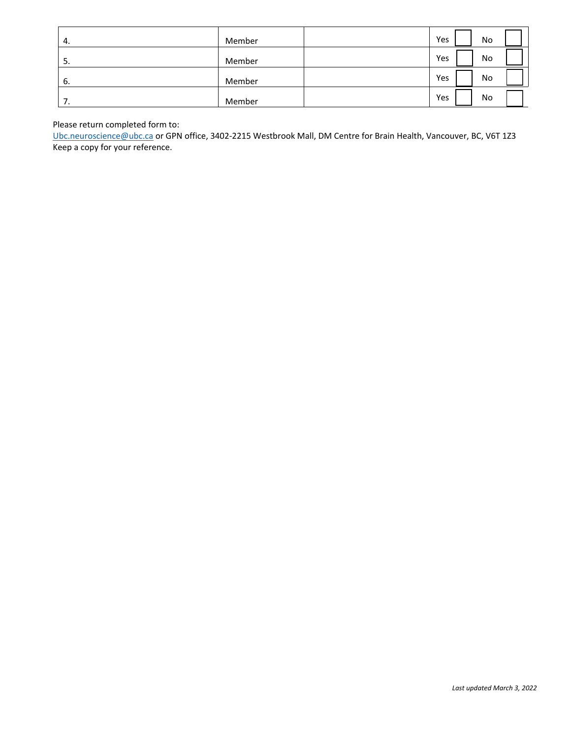| | | | |
|---|---|---|---|
| 4. | Member | | Yes ☐ No ☐ |
| 5. | Member | | Yes ☐ No ☐ |
| 6. | Member | | Yes ☐ No ☐ |
| 7. | Member | | Yes ☐ No ☐ |

Please return completed form to:
Ubc.neuroscience@ubc.ca or GPN office, 3402-2215 Westbrook Mall, DM Centre for Brain Health, Vancouver, BC, V6T 1Z3
Keep a copy for your reference.

*Last updated March 3, 2022*